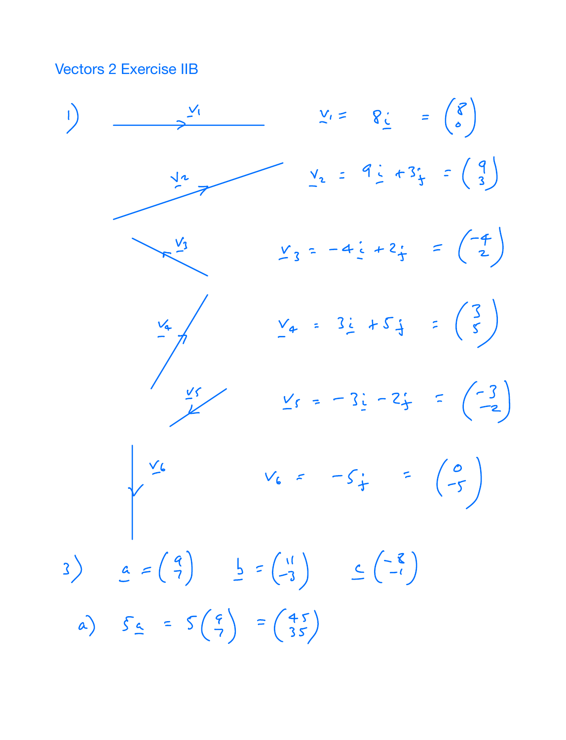# Vectors 2 Exercise IIB

1)

$\underline{v}_1 = 8\underline{i} = \begin{pmatrix} 8 \\ 0 \end{pmatrix}$

$\underline{v}_2 = 9\underline{i} + 3\underline{j} = \begin{pmatrix} 9 \\ 3 \end{pmatrix}$

$\underline{v}_3 = -4\underline{i} + 2\underline{j} = \begin{pmatrix} -4 \\ 2 \end{pmatrix}$

$\underline{v}_4 = 3\underline{i} + 5\underline{j} = \begin{pmatrix} 3 \\ 5 \end{pmatrix}$

$\underline{v}_5 = -3\underline{i} - 2\underline{j} = \begin{pmatrix} -3 \\ -2 \end{pmatrix}$

$v_6 = -5\underline{j} = \begin{pmatrix} 0 \\ -5 \end{pmatrix}$

3) $\underline{a} = \begin{pmatrix} 9 \\ 7 \end{pmatrix}$ $\underline{b} = \begin{pmatrix} 11 \\ -3 \end{pmatrix}$ $\underline{c} \begin{pmatrix} -8 \\ -1 \end{pmatrix}$

a) $5\underline{a} = 5\begin{pmatrix} 9 \\ 7 \end{pmatrix} = \begin{pmatrix} 45 \\ 35 \end{pmatrix}$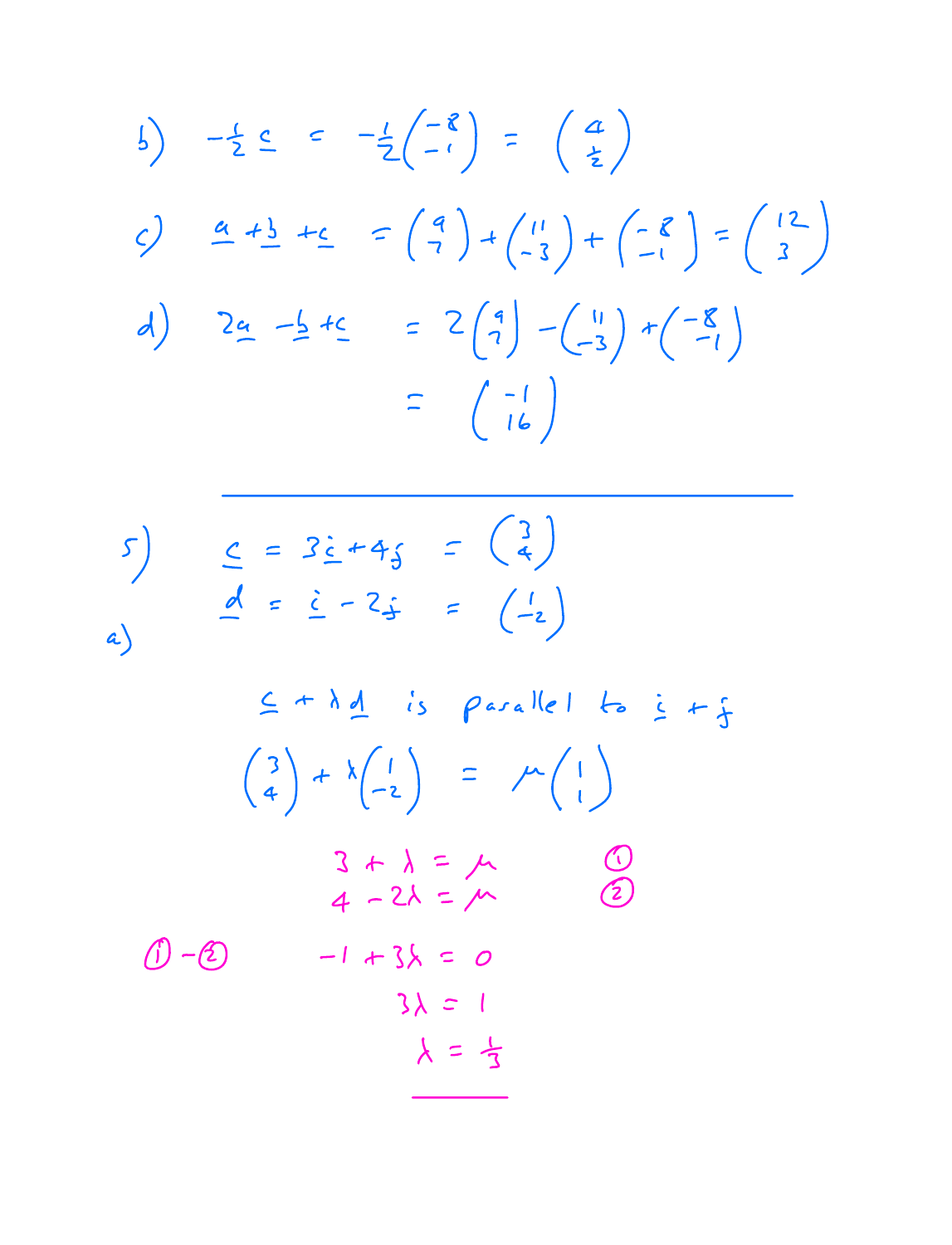b) $-\frac{1}{2}\underline{c} = -\frac{1}{2}\begin{pmatrix}-8\\-1\end{pmatrix} = \begin{pmatrix}4\\\frac{1}{2}\end{pmatrix}$

c) $\underline{a} + \underline{b} + \underline{c} = \begin{pmatrix}9\\7\end{pmatrix} + \begin{pmatrix}11\\-3\end{pmatrix} + \begin{pmatrix}-8\\-1\end{pmatrix} = \begin{pmatrix}12\\3\end{pmatrix}$

d) $2\underline{a} - \underline{b} + \underline{c} = 2\begin{pmatrix}9\\7\end{pmatrix} - \begin{pmatrix}11\\-3\end{pmatrix} + \begin{pmatrix}-8\\-1\end{pmatrix}$

$$= \begin{pmatrix}-1\\16\end{pmatrix}$$

---

5)

$\underline{c} = 3\underline{i} + 4\underline{j} = \begin{pmatrix}3\\4\end{pmatrix}$

$\underline{d} = \underline{i} - 2\underline{j} = \begin{pmatrix}1\\-2\end{pmatrix}$

a)

$\underline{c} + \lambda\underline{d}$ is parallel to $\underline{i} + \underline{j}$

$$\begin{pmatrix}3\\4\end{pmatrix} + \lambda\begin{pmatrix}1\\-2\end{pmatrix} = \mu\begin{pmatrix}1\\1\end{pmatrix}$$

$3 + \lambda = \mu$ ①

$4 - 2\lambda = \mu$ ②

① − ②

$-1 + 3\lambda = 0$

$3\lambda = 1$

$\lambda = \frac{1}{3}$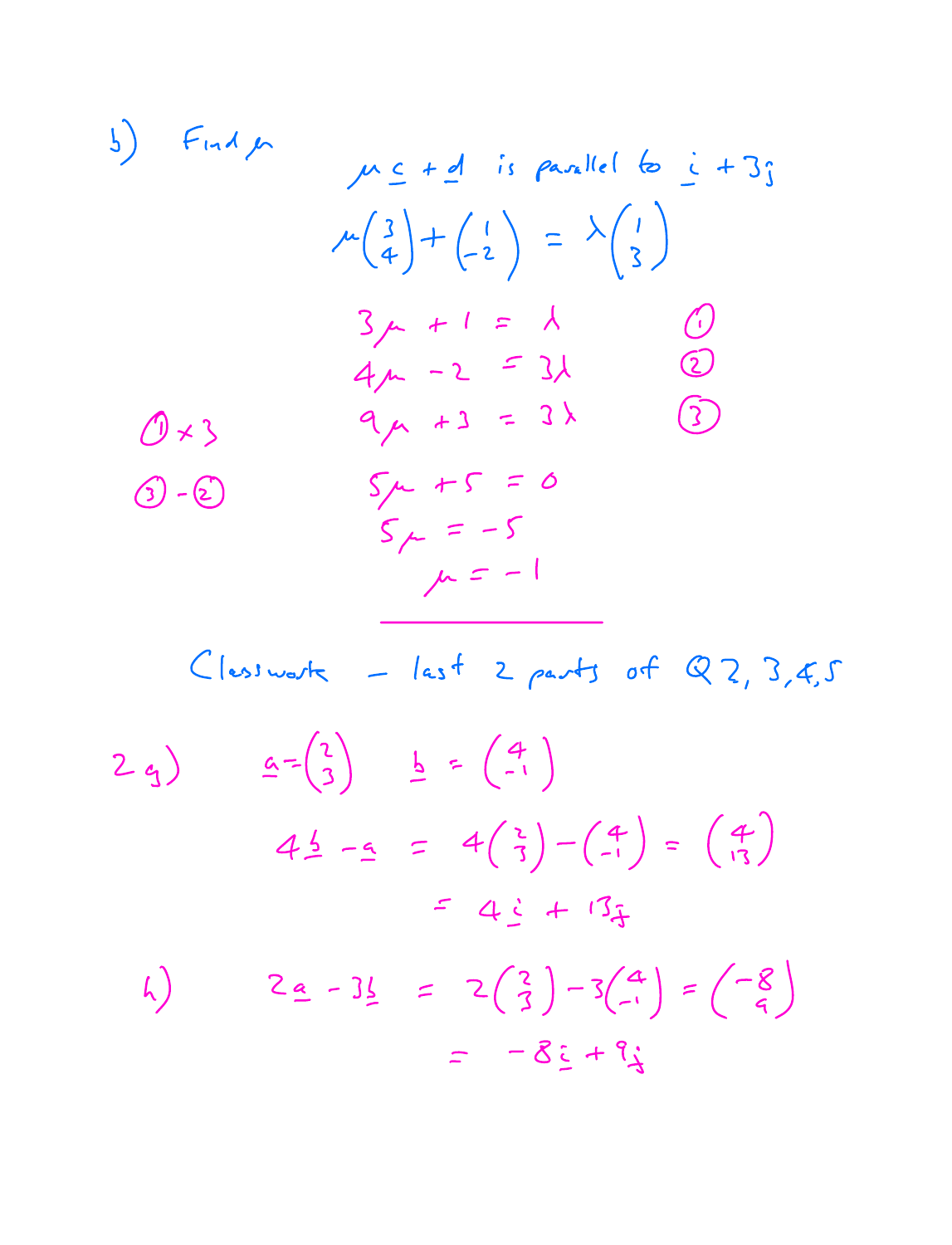b) Find $\mu$

$\mu \underline{c} + \underline{d}$ is parallel to $\underline{i} + 3\underline{j}$

$$\mu \begin{pmatrix} 3 \\ 4 \end{pmatrix} + \begin{pmatrix} 1 \\ -2 \end{pmatrix} = \lambda \begin{pmatrix} 1 \\ 3 \end{pmatrix}$$

$$3\mu + 1 = \lambda \qquad (1)$$

$$4\mu - 2 = 3\lambda \qquad (2)$$

$(1) \times 3$

$$9\mu + 3 = 3\lambda \qquad (3)$$

$(3) - (2)$

$$5\mu + 5 = 0$$

$$5\mu = -5$$

$$\mu = -1$$

---

Classwork – last 2 parts of Q2, 3, 4, 5

2 g) $\underline{a} = \begin{pmatrix} 2 \\ 3 \end{pmatrix}$ $\underline{b} = \begin{pmatrix} 4 \\ -1 \end{pmatrix}$

$$4\underline{b} - \underline{a} = 4\begin{pmatrix} 2 \\ 3 \end{pmatrix} - \begin{pmatrix} 4 \\ -1 \end{pmatrix} = \begin{pmatrix} 4 \\ 13 \end{pmatrix}$$

$$= 4\underline{i} + 13\underline{j}$$

h)

$$2\underline{a} - 3\underline{b} = 2\begin{pmatrix} 2 \\ 3 \end{pmatrix} - 3\begin{pmatrix} 4 \\ -1 \end{pmatrix} = \begin{pmatrix} -8 \\ 9 \end{pmatrix}$$

$$= -8\underline{i} + 9\underline{j}$$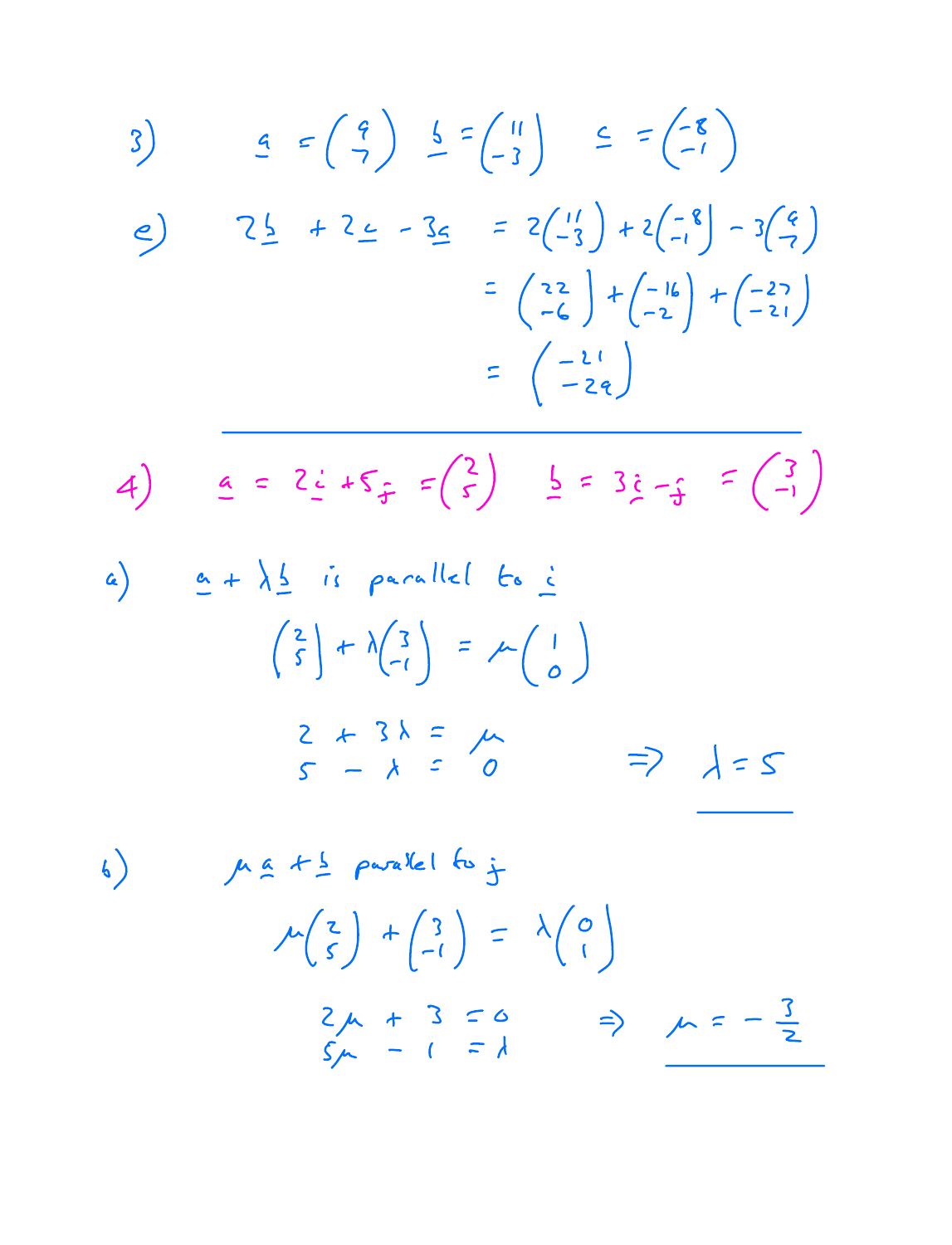3) $\underline{a} = \begin{pmatrix} 9 \\ 7 \end{pmatrix}$ $\underline{b} = \begin{pmatrix} 11 \\ -3 \end{pmatrix}$ $\underline{c} = \begin{pmatrix} -8 \\ -1 \end{pmatrix}$

e)
$$2\underline{b} + 2\underline{c} - 3\underline{a} = 2\begin{pmatrix} 11 \\ -3 \end{pmatrix} + 2\begin{pmatrix} -8 \\ -1 \end{pmatrix} - 3\begin{pmatrix} 9 \\ 7 \end{pmatrix}$$
$$= \begin{pmatrix} 22 \\ -6 \end{pmatrix} + \begin{pmatrix} -16 \\ -2 \end{pmatrix} + \begin{pmatrix} -27 \\ -21 \end{pmatrix}$$
$$= \begin{pmatrix} -21 \\ -29 \end{pmatrix}$$

---

4) $\underline{a} = 2\underline{i} + 5\underline{j} = \begin{pmatrix} 2 \\ 5 \end{pmatrix}$ $\underline{b} = 3\underline{i} - \underline{j} = \begin{pmatrix} 3 \\ -1 \end{pmatrix}$

a) $\underline{a} + \lambda\underline{b}$ is parallel to $\underline{i}$

$$\begin{pmatrix} 2 \\ 5 \end{pmatrix} + \lambda\begin{pmatrix} 3 \\ -1 \end{pmatrix} = \mu\begin{pmatrix} 1 \\ 0 \end{pmatrix}$$

$$2 + 3\lambda = \mu$$
$$5 - \lambda = 0 \quad \Rightarrow \quad \underline{\lambda = 5}$$

b) $\mu\underline{a} + \underline{b}$ parallel to $\underline{j}$

$$\mu\begin{pmatrix} 2 \\ 5 \end{pmatrix} + \begin{pmatrix} 3 \\ -1 \end{pmatrix} = \lambda\begin{pmatrix} 0 \\ 1 \end{pmatrix}$$

$$2\mu + 3 = 0 \quad \Rightarrow \quad \underline{\mu = -\tfrac{3}{2}}$$
$$5\mu - 1 = \lambda$$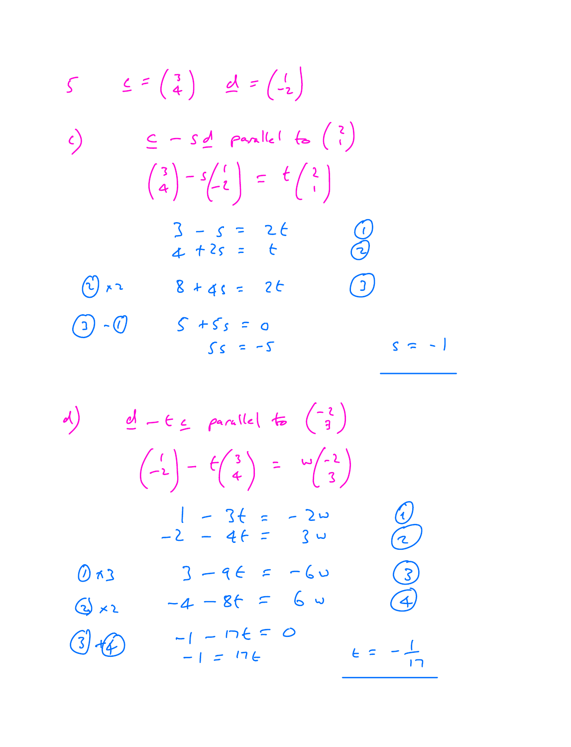5 $\quad \underline{c} = \begin{pmatrix} 3 \\ 4 \end{pmatrix} \quad \underline{d} = \begin{pmatrix} 1 \\ -2 \end{pmatrix}$

c) $\quad \underline{c} - s\underline{d}$ parallel to $\begin{pmatrix} 2 \\ 1 \end{pmatrix}$

$$\begin{pmatrix} 3 \\ 4 \end{pmatrix} - s\begin{pmatrix} 1 \\ -2 \end{pmatrix} = t\begin{pmatrix} 2 \\ 1 \end{pmatrix}$$

$$3 - s = 2t \quad ①$$

$$4 + 2s = t \quad ②$$

② $\times 2$ $\quad 8 + 4s = 2t \quad ③$

③ $-$ ① $\quad 5 + 5s = 0$

$$5s = -5$$

$$\underline{s = -1}$$

d) $\quad \underline{d} - t\underline{c}$ parallel to $\begin{pmatrix} -2 \\ 3 \end{pmatrix}$

$$\begin{pmatrix} 1 \\ -2 \end{pmatrix} - t\begin{pmatrix} 3 \\ 4 \end{pmatrix} = w\begin{pmatrix} -2 \\ 3 \end{pmatrix}$$

$$1 - 3t = -2w \quad ①$$

$$-2 - 4t = 3w \quad ②$$

① $\times 3$ $\quad 3 - 9t = -6w \quad ③$

② $\times 2$ $\quad -4 - 8t = 6w \quad ④$

③ $+$ ④ $\quad -1 - 17t = 0$

$$-1 = 17t$$

$$\underline{t = -\frac{1}{17}}$$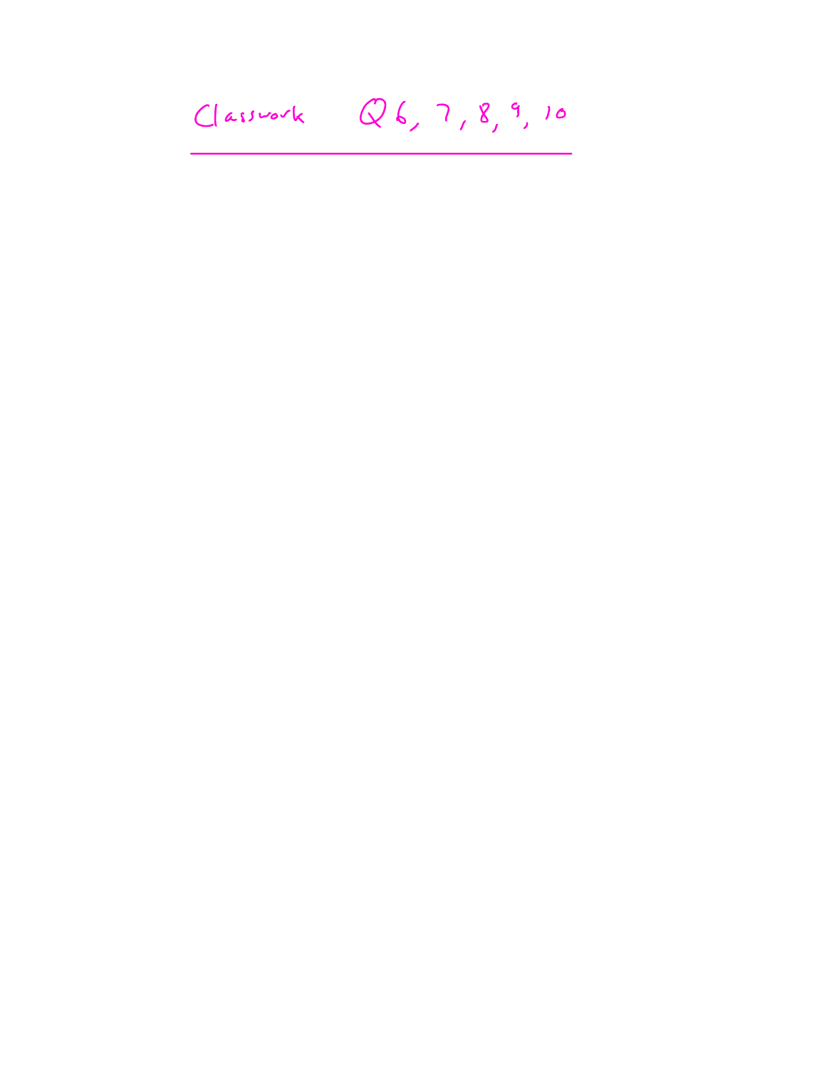Classwork Q6, 7, 8, 9, 10